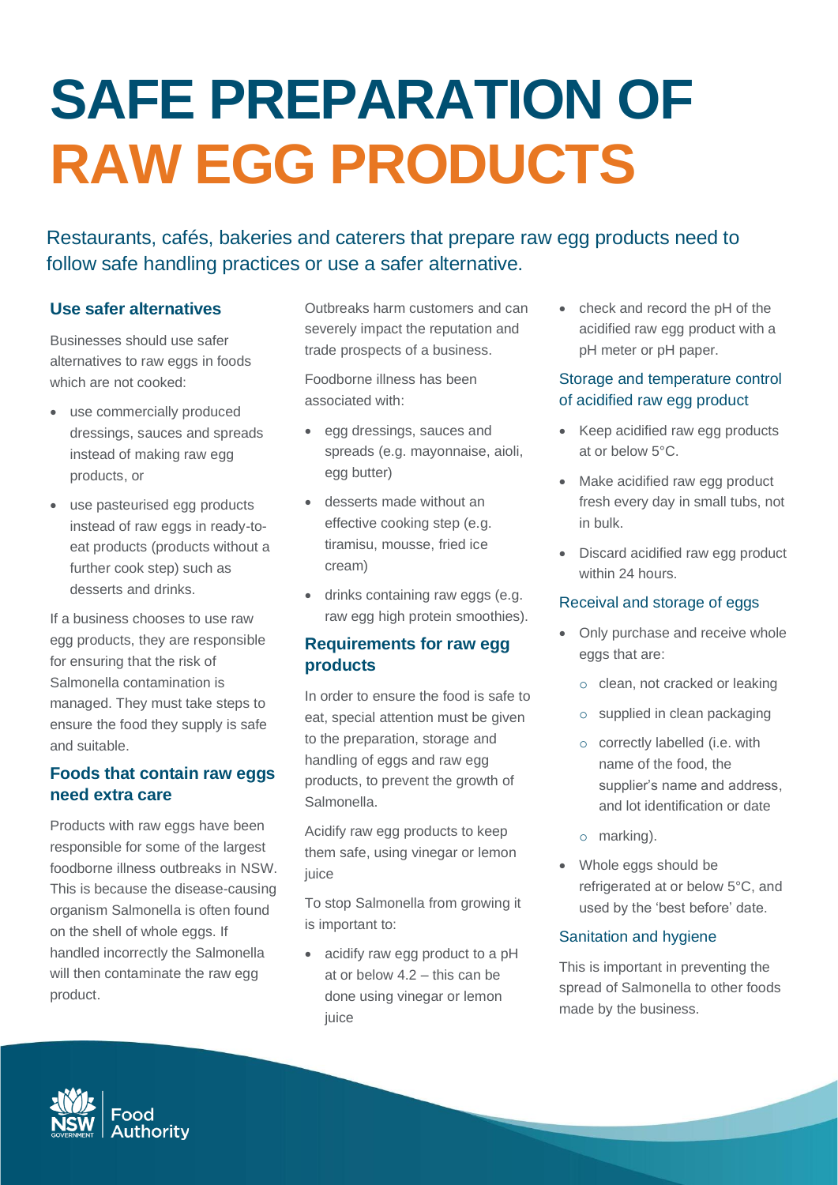# SAFE PREPARATION OF RAW EGG PRODUCTS

Restaurants, cafés, bakeries and caterers that prepare raw egg products need to follow safe handling practices or use a safer alternative.

## Use safer alternatives

Businesses should use safer alternatives to raw eggs in foods which are not cooked:

- use commercially produced dressings, sauces and spreads instead of making raw egg products, or
- use pasteurised egg products instead of raw eggs in ready-to-eat products (products without a further cook step) such as desserts and drinks.

If a business chooses to use raw egg products, they are responsible for ensuring that the risk of Salmonella contamination is managed. They must take steps to ensure the food they supply is safe and suitable.

## Foods that contain raw eggs need extra care

Products with raw eggs have been responsible for some of the largest foodborne illness outbreaks in NSW. This is because the disease-causing organism Salmonella is often found on the shell of whole eggs. If handled incorrectly the Salmonella will then contaminate the raw egg product.

Outbreaks harm customers and can severely impact the reputation and trade prospects of a business.

Foodborne illness has been associated with:

- egg dressings, sauces and spreads (e.g. mayonnaise, aioli, egg butter)
- desserts made without an effective cooking step (e.g. tiramisu, mousse, fried ice cream)
- drinks containing raw eggs (e.g. raw egg high protein smoothies).

## Requirements for raw egg products

In order to ensure the food is safe to eat, special attention must be given to the preparation, storage and handling of eggs and raw egg products, to prevent the growth of Salmonella.

Acidify raw egg products to keep them safe, using vinegar or lemon juice

To stop Salmonella from growing it is important to:

- acidify raw egg product to a pH at or below 4.2 – this can be done using vinegar or lemon juice
- check and record the pH of the acidified raw egg product with a pH meter or pH paper.

### Storage and temperature control of acidified raw egg product

- Keep acidified raw egg products at or below 5°C.
- Make acidified raw egg product fresh every day in small tubs, not in bulk.
- Discard acidified raw egg product within 24 hours.

### Receival and storage of eggs

- Only purchase and receive whole eggs that are:
  - clean, not cracked or leaking
  - supplied in clean packaging
  - correctly labelled (i.e. with name of the food, the supplier's name and address, and lot identification or date
  - marking).
- Whole eggs should be refrigerated at or below 5°C, and used by the 'best before' date.

### Sanitation and hygiene

This is important in preventing the spread of Salmonella to other foods made by the business.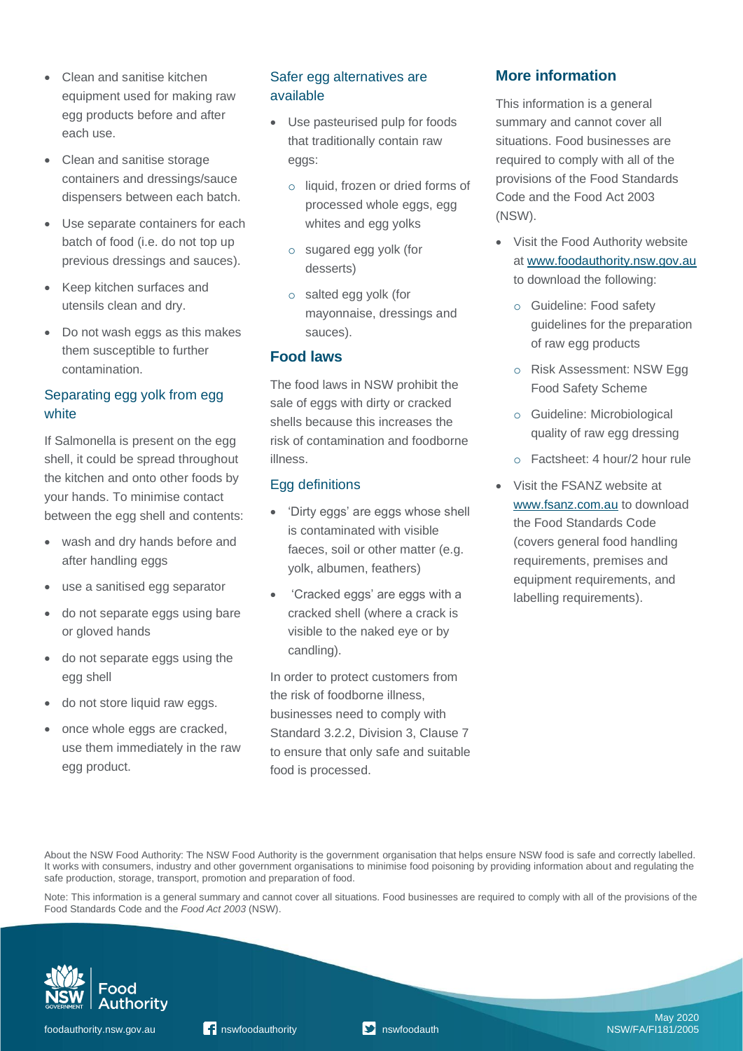- Clean and sanitise kitchen equipment used for making raw egg products before and after each use.
- Clean and sanitise storage containers and dressings/sauce dispensers between each batch.
- Use separate containers for each batch of food (i.e. do not top up previous dressings and sauces).
- Keep kitchen surfaces and utensils clean and dry.
- Do not wash eggs as this makes them susceptible to further contamination.

### Separating egg yolk from egg white

If Salmonella is present on the egg shell, it could be spread throughout the kitchen and onto other foods by your hands. To minimise contact between the egg shell and contents:

- wash and dry hands before and after handling eggs
- use a sanitised egg separator
- do not separate eggs using bare or gloved hands
- do not separate eggs using the egg shell
- do not store liquid raw eggs.
- once whole eggs are cracked, use them immediately in the raw egg product.

### Safer egg alternatives are available

- Use pasteurised pulp for foods that traditionally contain raw eggs:
    - liquid, frozen or dried forms of processed whole eggs, egg whites and egg yolks
    - sugared egg yolk (for desserts)
    - salted egg yolk (for mayonnaise, dressings and sauces).

## Food laws

The food laws in NSW prohibit the sale of eggs with dirty or cracked shells because this increases the risk of contamination and foodborne illness.

### Egg definitions

- 'Dirty eggs' are eggs whose shell is contaminated with visible faeces, soil or other matter (e.g. yolk, albumen, feathers)
- 'Cracked eggs' are eggs with a cracked shell (where a crack is visible to the naked eye or by candling).

In order to protect customers from the risk of foodborne illness, businesses need to comply with Standard 3.2.2, Division 3, Clause 7 to ensure that only safe and suitable food is processed.

## More information

This information is a general summary and cannot cover all situations. Food businesses are required to comply with all of the provisions of the Food Standards Code and the Food Act 2003 (NSW).

- Visit the Food Authority website at [www.foodauthority.nsw.gov.au](http://www.foodauthority.nsw.gov.au) to download the following:
    - Guideline: Food safety guidelines for the preparation of raw egg products
    - Risk Assessment: NSW Egg Food Safety Scheme
    - Guideline: Microbiological quality of raw egg dressing
    - Factsheet: 4 hour/2 hour rule
- Visit the FSANZ website at [www.fsanz.com.au](http://www.fsanz.com.au) to download the Food Standards Code (covers general food handling requirements, premises and equipment requirements, and labelling requirements).

About the NSW Food Authority: The NSW Food Authority is the government organisation that helps ensure NSW food is safe and correctly labelled. It works with consumers, industry and other government organisations to minimise food poisoning by providing information about and regulating the safe production, storage, transport, promotion and preparation of food.

Note: This information is a general summary and cannot cover all situations. Food businesses are required to comply with all of the provisions of the Food Standards Code and the *Food Act 2003* (NSW).

NSW Food Authority

foodauthority.nsw.gov.au | nswfoodauthority | nswfoodauth

May 2020
NSW/FA/FI181/2005